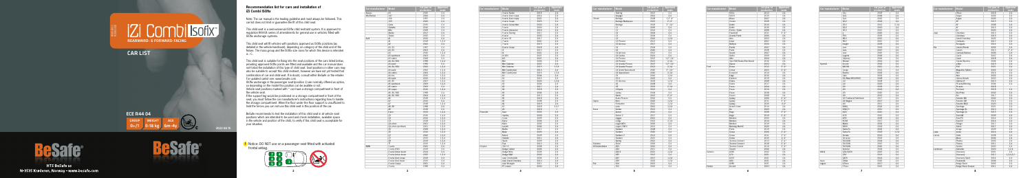# iZi Combi ISOfix

REARWARD- & FORWARD-FACING

## CAR LIST

ECE R44 04

| GROUP | WEIGHT | AGE |
|---|---|---|
| 0+/1 | 0-18 kg | 6m-4y |

BeSafe

HTS BeSafe as
N-3535 Krøderen, Norway - www.besafe.com

## Recommendation list for cars and installation of iZi Combi ISOfix

Note: The car manual is the leading guideline and must always be followed. This car list does not limit or guarantee the fit of this child seat.

This child seat is a semi-universal ISOfix child restraint system. It is approved to regulation R44-04 series of amendments for general use in vehicles fitted with ISOfix anchorage systems.

This child seat will fit vehicles with positions approved as ISOfix positions (as detailed in the vehicle handbook), depending on category of the child seat of the fixture. The mass group and the ISOfix size class for which this device is intended is : C.

This child seat is suitable for fixing into the seat positions of the cars listed below, providing approved ISOfix points are fitted and available and the car manual does not forbid the installation of this type of child seat. Seat positions in other cars may also be suitable to accept this child restraint, however we have not yet tested that combination of car and child seat. If in doubt, consult either BeSafe or the retailer. For updated carlist see: www.besafe.com

ISOfix anchorage in the passenger seat (position 1) are normally offered as option, so depending on the model this position can be available or not.

Vehicle seat positions marked with * can have a storage compartment in front of the vehicle seat.

If the support leg would be positioned in a storage compartment in front of the seat, you must follow the car manufacturer's instructions regarding how to handle the storage compartment. When the floor under the floor support is insufficient to hold the forces you can not use this child seat in this position of the car.

BeSafe recommends to test the installation of this child seat in all vehicle seat positions which are intended to be used and check installation, available space in the vehicle and position of the child, to verify if this child seat is acceptable for your situation.

**!** Notice: DO NOT use on a passenger seat fitted with activated frontal airbag.

| Car manufacturer | Model | 1st year of production | Approved seats |
|---|---|---|---|